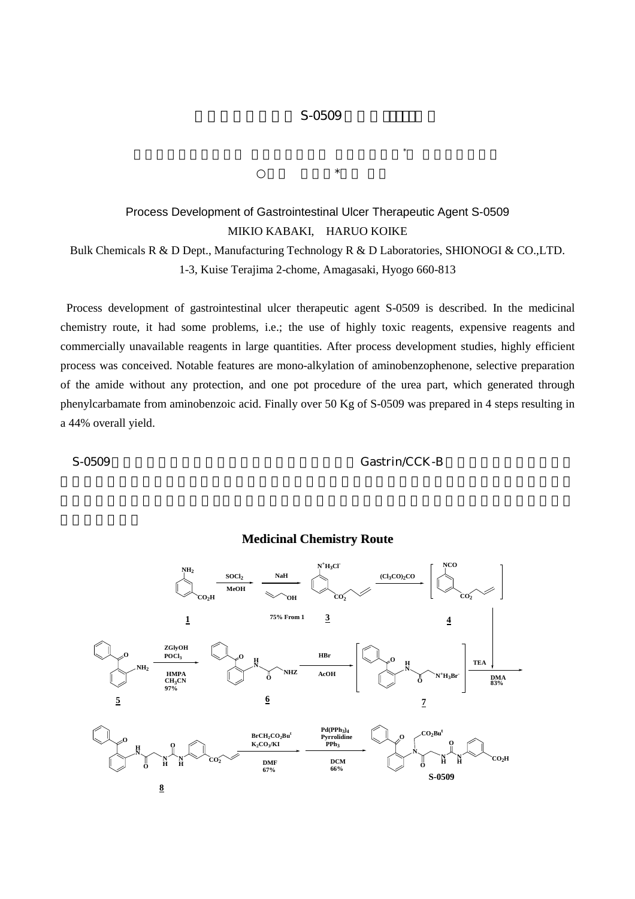# Process Development of Gastrointestinal Ulcer Therapeutic Agent S-0509

MIKIO KABAKI, HARUO KOIKE

Bulk Chemicals R & D Dept., Manufacturing Technology R & D Laboratories, SHIONOGI & CO.,LTD.
1-3, Kuise Terajima 2-chome, Amagasaki, Hyogo 660-813

Process development of gastrointestinal ulcer therapeutic agent S-0509 is described. In the medicinal chemistry route, it had some problems, i.e.; the use of highly toxic reagents, expensive reagents and commercially unavailable reagents in large quantities. After process development studies, highly efficient process was conceived. Notable features are mono-alkylation of aminobenzophenone, selective preparation of the amide without any protection, and one pot procedure of the urea part, which generated through phenylcarbamate from aminobenzoic acid. Finally over 50 Kg of S-0509 was prepared in 4 steps resulting in a 44% overall yield.

S-0509 Gastrin/CCK-B

## Medicinal Chemistry Route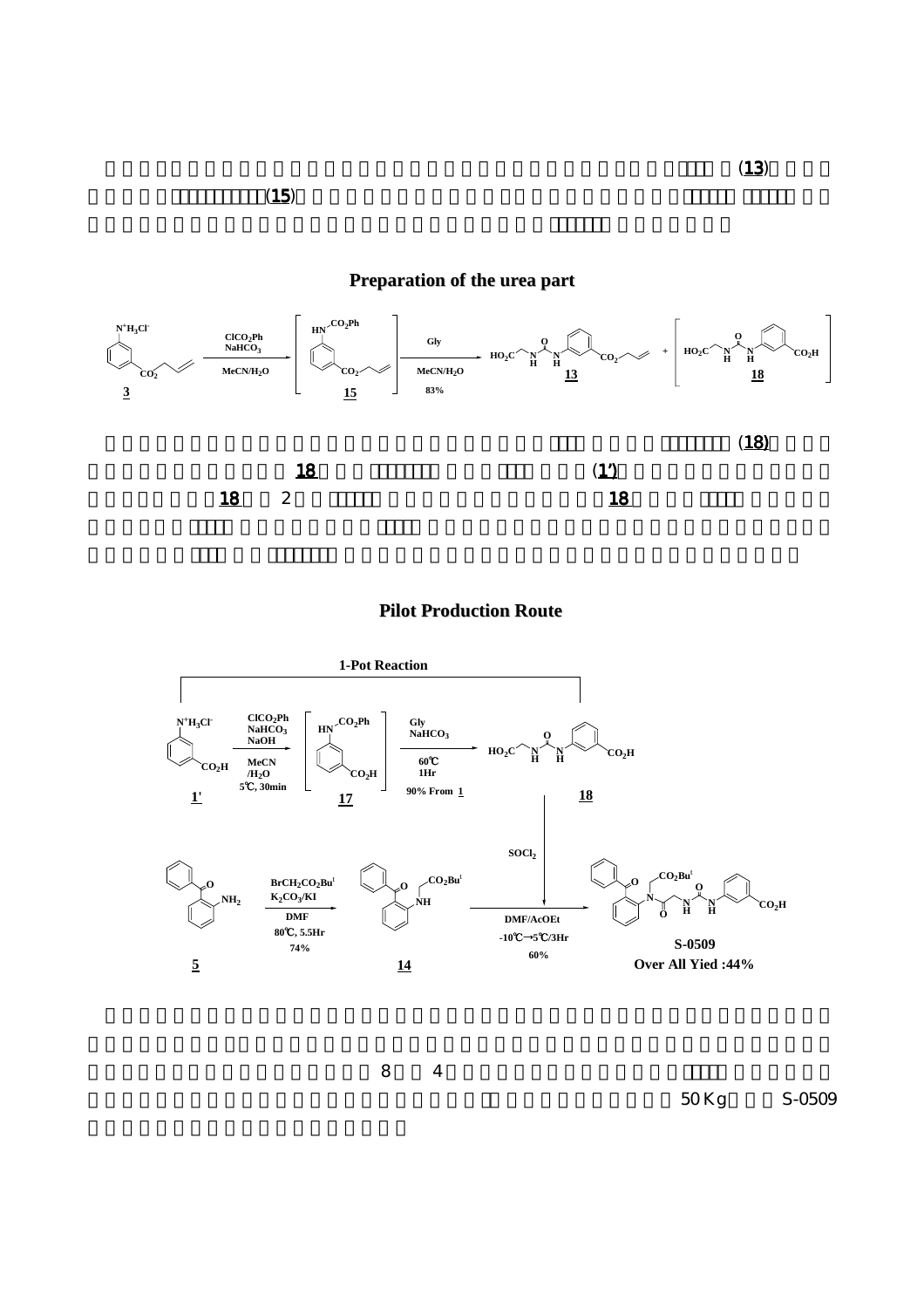(13)

(15)

## Preparation of the urea part

$N^+H_3Cl^-$

$CO_2$

3

$ClCO_2Ph$

$NaHCO_3$

MeCN/$H_2O$

HN $CO_2Ph$

$CO_2$

15

Gly

MeCN/$H_2O$

83%

$HO_2C$ N H O N H $CO_2$

13

+

$HO_2C$ N H O N H $CO_2H$

18

(18)

18 (1')

18 2 18

## Pilot Production Route

1-Pot Reaction

$N^+H_3Cl^-$

$CO_2H$

1'

$ClCO_2Ph$

$NaHCO_3$

NaOH

MeCN

/$H_2O$

5℃, 30min

HN $CO_2Ph$

$CO_2H$

17

Gly

$NaHCO_3$

60℃

1Hr

90% From 1

$HO_2C$ N H O N H $CO_2H$

18

$SOCl_2$

O

$NH_2$

5

$BrCH_2CO_2Bu^t$

$K_2CO_3$/KI

DMF

80℃, 5.5Hr

74%

O

$CO_2Bu^t$

NH

14

DMF/AcOEt

-10℃→5℃/3Hr

60%

O

$CO_2Bu^t$

N

O

N H O N H $CO_2H$

S-0509

Over All Yied :44%

8 4

50Kg S-0509